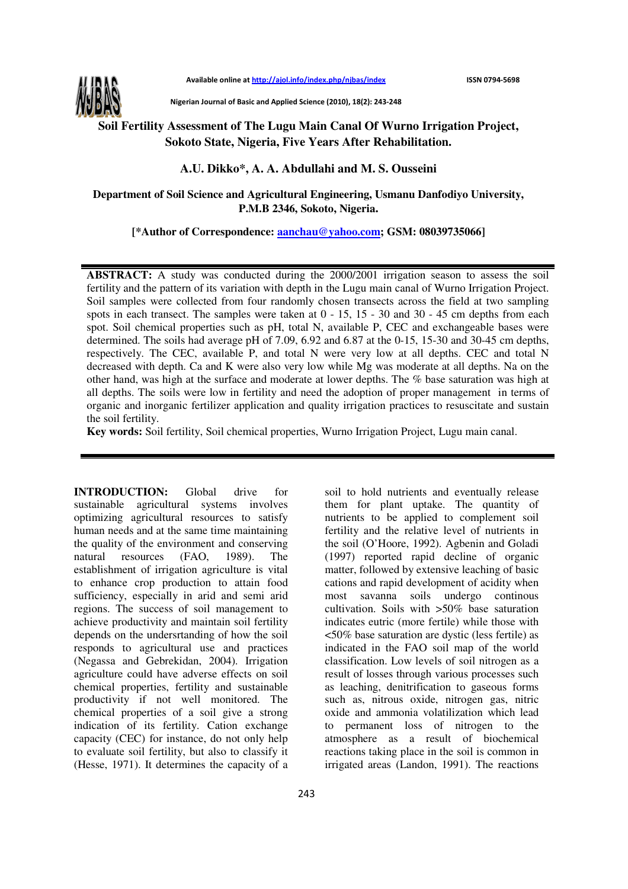# Soil Fertility Assessment of The Lugu Main Canal Of Wurno Irrigation Project, Sokoto State, Nigeria, Five Years After Rehabilitation.

**A.U. Dikko\*, A. A. Abdullahi and M. S. Ousseini**

**Department of Soil Science and Agricultural Engineering, Usmanu Danfodiyo University, P.M.B 2346, Sokoto, Nigeria.**

**[\*Author of Correspondence: aanchau@yahoo.com; GSM: 08039735066]**

---

**ABSTRACT:** A study was conducted during the 2000/2001 irrigation season to assess the soil fertility and the pattern of its variation with depth in the Lugu main canal of Wurno Irrigation Project. Soil samples were collected from four randomly chosen transects across the field at two sampling spots in each transect. The samples were taken at 0 - 15, 15 - 30 and 30 - 45 cm depths from each spot. Soil chemical properties such as pH, total N, available P, CEC and exchangeable bases were determined. The soils had average pH of 7.09, 6.92 and 6.87 at the 0-15, 15-30 and 30-45 cm depths, respectively. The CEC, available P, and total N were very low at all depths. CEC and total N decreased with depth. Ca and K were also very low while Mg was moderate at all depths. Na on the other hand, was high at the surface and moderate at lower depths. The % base saturation was high at all depths. The soils were low in fertility and need the adoption of proper management in terms of organic and inorganic fertilizer application and quality irrigation practices to resuscitate and sustain the soil fertility.

**Key words:** Soil fertility, Soil chemical properties, Wurno Irrigation Project, Lugu main canal.

---

**INTRODUCTION:** Global drive for sustainable agricultural systems involves optimizing agricultural resources to satisfy human needs and at the same time maintaining the quality of the environment and conserving natural resources (FAO, 1989). The establishment of irrigation agriculture is vital to enhance crop production to attain food sufficiency, especially in arid and semi arid regions. The success of soil management to achieve productivity and maintain soil fertility depends on the undersrtanding of how the soil responds to agricultural use and practices (Negassa and Gebrekidan, 2004). Irrigation agriculture could have adverse effects on soil chemical properties, fertility and sustainable productivity if not well monitored. The chemical properties of a soil give a strong indication of its fertility. Cation exchange capacity (CEC) for instance, do not only help to evaluate soil fertility, but also to classify it (Hesse, 1971). It determines the capacity of a soil to hold nutrients and eventually release them for plant uptake. The quantity of nutrients to be applied to complement soil fertility and the relative level of nutrients in the soil (O'Hoore, 1992). Agbenin and Goladi (1997) reported rapid decline of organic matter, followed by extensive leaching of basic cations and rapid development of acidity when most savanna soils undergo continous cultivation. Soils with >50% base saturation indicates eutric (more fertile) while those with <50% base saturation are dystic (less fertile) as indicated in the FAO soil map of the world classification. Low levels of soil nitrogen as a result of losses through various processes such as leaching, denitrification to gaseous forms such as, nitrous oxide, nitrogen gas, nitric oxide and ammonia volatilization which lead to permanent loss of nitrogen to the atmosphere as a result of biochemical reactions taking place in the soil is common in irrigated areas (Landon, 1991). The reactions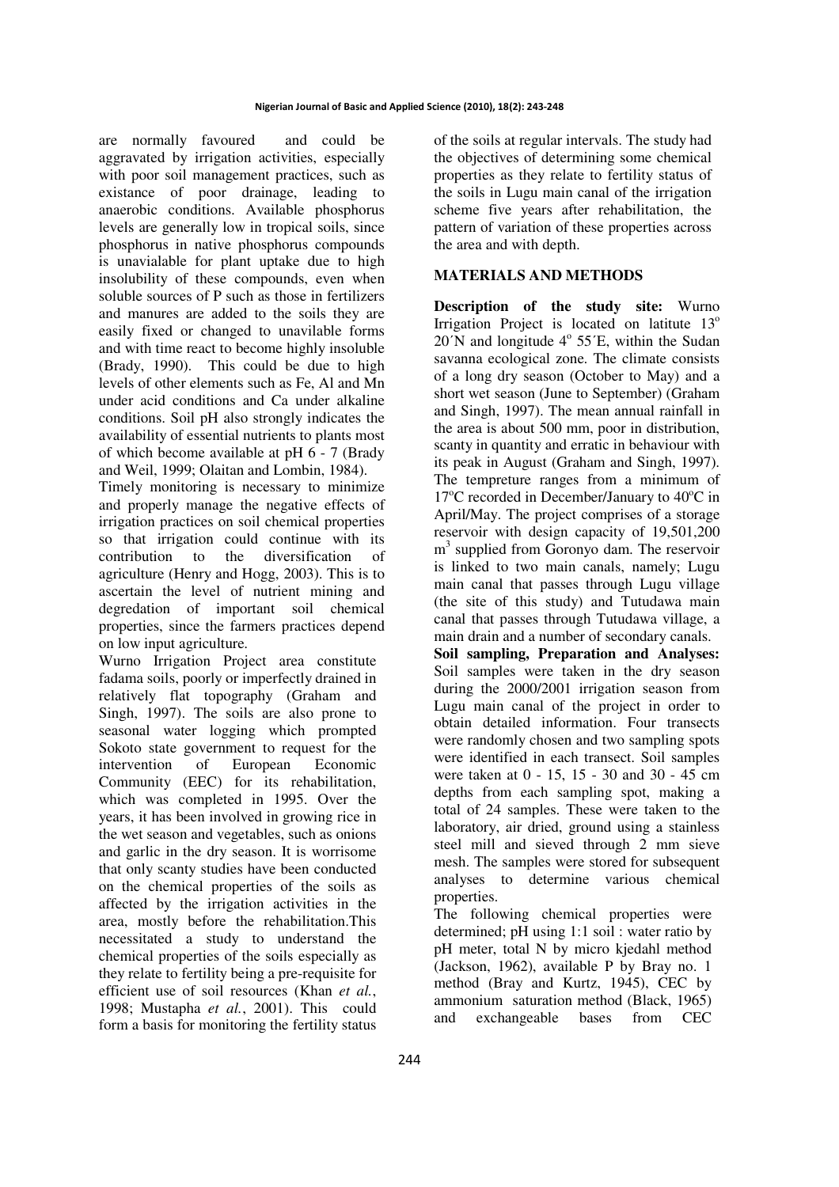are normally favoured and could be aggravated by irrigation activities, especially with poor soil management practices, such as existance of poor drainage, leading to anaerobic conditions. Available phosphorus levels are generally low in tropical soils, since phosphorus in native phosphorus compounds is unavialable for plant uptake due to high insolubility of these compounds, even when soluble sources of P such as those in fertilizers and manures are added to the soils they are easily fixed or changed to unavilable forms and with time react to become highly insoluble (Brady, 1990). This could be due to high levels of other elements such as Fe, Al and Mn under acid conditions and Ca under alkaline conditions. Soil pH also strongly indicates the availability of essential nutrients to plants most of which become available at pH 6 - 7 (Brady and Weil, 1999; Olaitan and Lombin, 1984).

Timely monitoring is necessary to minimize and properly manage the negative effects of irrigation practices on soil chemical properties so that irrigation could continue with its contribution to the diversification of agriculture (Henry and Hogg, 2003). This is to ascertain the level of nutrient mining and degredation of important soil chemical properties, since the farmers practices depend on low input agriculture.

Wurno Irrigation Project area constitute fadama soils, poorly or imperfectly drained in relatively flat topography (Graham and Singh, 1997). The soils are also prone to seasonal water logging which prompted Sokoto state government to request for the intervention of European Economic Community (EEC) for its rehabilitation, which was completed in 1995. Over the years, it has been involved in growing rice in the wet season and vegetables, such as onions and garlic in the dry season. It is worrisome that only scanty studies have been conducted on the chemical properties of the soils as affected by the irrigation activities in the area, mostly before the rehabilitation.This necessitated a study to understand the chemical properties of the soils especially as they relate to fertility being a pre-requisite for efficient use of soil resources (Khan *et al.*, 1998; Mustapha *et al.*, 2001). This could form a basis for monitoring the fertility status of the soils at regular intervals. The study had the objectives of determining some chemical properties as they relate to fertility status of the soils in Lugu main canal of the irrigation scheme five years after rehabilitation, the pattern of variation of these properties across the area and with depth.

## MATERIALS AND METHODS

**Description of the study site:** Wurno Irrigation Project is located on latitute $13^{o}$ 20´N and longitude $4^{o}$ 55´E, within the Sudan savanna ecological zone. The climate consists of a long dry season (October to May) and a short wet season (June to September) (Graham and Singh, 1997). The mean annual rainfall in the area is about 500 mm, poor in distribution, scanty in quantity and erratic in behaviour with its peak in August (Graham and Singh, 1997). The tempreture ranges from a minimum of $17^{o}$C recorded in December/January to $40^{o}$C in April/May. The project comprises of a storage reservoir with design capacity of 19,501,200 $m^{3}$ supplied from Goronyo dam. The reservoir is linked to two main canals, namely; Lugu main canal that passes through Lugu village (the site of this study) and Tutudawa main canal that passes through Tutudawa village, a main drain and a number of secondary canals.

**Soil sampling, Preparation and Analyses:** Soil samples were taken in the dry season during the 2000/2001 irrigation season from Lugu main canal of the project in order to obtain detailed information. Four transects were randomly chosen and two sampling spots were identified in each transect. Soil samples were taken at 0 - 15, 15 - 30 and 30 - 45 cm depths from each sampling spot, making a total of 24 samples. These were taken to the laboratory, air dried, ground using a stainless steel mill and sieved through 2 mm sieve mesh. The samples were stored for subsequent analyses to determine various chemical properties.

The following chemical properties were determined; pH using 1:1 soil : water ratio by pH meter, total N by micro kjedahl method (Jackson, 1962), available P by Bray no. 1 method (Bray and Kurtz, 1945), CEC by ammonium saturation method (Black, 1965) and exchangeable bases from CEC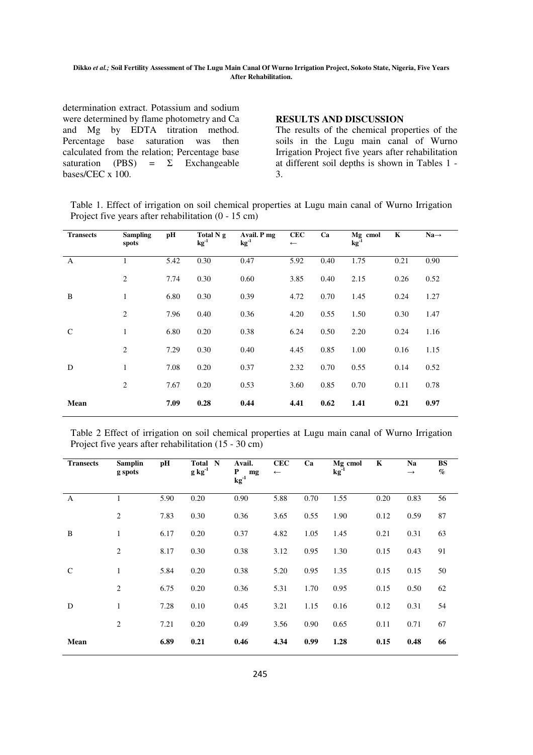determination extract. Potassium and sodium were determined by flame photometry and Ca and Mg by EDTA titration method. Percentage base saturation was then calculated from the relation; Percentage base saturation (PBS) = Σ Exchangeable bases/CEC x 100.

## RESULTS AND DISCUSSION

The results of the chemical properties of the soils in the Lugu main canal of Wurno Irrigation Project five years after rehabilitation at different soil depths is shown in Tables 1 - 3.

Table 1. Effect of irrigation on soil chemical properties at Lugu main canal of Wurno Irrigation Project five years after rehabilitation (0 - 15 cm)

| Transects | Sampling spots | pH | Total N g $kg^{-1}$ | Avail. P mg $kg^{-1}$ | CEC ← | Ca | Mg cmol $kg^{-1}$ | K | Na→ |
|---|---|---|---|---|---|---|---|---|---|
| A | 1 | 5.42 | 0.30 | 0.47 | 5.92 | 0.40 | 1.75 | 0.21 | 0.90 |
| | 2 | 7.74 | 0.30 | 0.60 | 3.85 | 0.40 | 2.15 | 0.26 | 0.52 |
| B | 1 | 6.80 | 0.30 | 0.39 | 4.72 | 0.70 | 1.45 | 0.24 | 1.27 |
| | 2 | 7.96 | 0.40 | 0.36 | 4.20 | 0.55 | 1.50 | 0.30 | 1.47 |
| C | 1 | 6.80 | 0.20 | 0.38 | 6.24 | 0.50 | 2.20 | 0.24 | 1.16 |
| | 2 | 7.29 | 0.30 | 0.40 | 4.45 | 0.85 | 1.00 | 0.16 | 1.15 |
| D | 1 | 7.08 | 0.20 | 0.37 | 2.32 | 0.70 | 0.55 | 0.14 | 0.52 |
| | 2 | 7.67 | 0.20 | 0.53 | 3.60 | 0.85 | 0.70 | 0.11 | 0.78 |
| **Mean** | | **7.09** | **0.28** | **0.44** | **4.41** | **0.62** | **1.41** | **0.21** | **0.97** |

Table 2 Effect of irrigation on soil chemical properties at Lugu main canal of Wurno Irrigation Project five years after rehabilitation (15 - 30 cm)

| Transects | Sampling spots | pH | Total N g $kg^{-1}$ | Avail. P mg $kg^{-1}$ | CEC ← | Ca | Mg cmol $kg^{-1}$ | K | Na → | BS % |
|---|---|---|---|---|---|---|---|---|---|---|
| A | 1 | 5.90 | 0.20 | 0.90 | 5.88 | 0.70 | 1.55 | 0.20 | 0.83 | 56 |
| | 2 | 7.83 | 0.30 | 0.36 | 3.65 | 0.55 | 1.90 | 0.12 | 0.59 | 87 |
| B | 1 | 6.17 | 0.20 | 0.37 | 4.82 | 1.05 | 1.45 | 0.21 | 0.31 | 63 |
| | 2 | 8.17 | 0.30 | 0.38 | 3.12 | 0.95 | 1.30 | 0.15 | 0.43 | 91 |
| C | 1 | 5.84 | 0.20 | 0.38 | 5.20 | 0.95 | 1.35 | 0.15 | 0.15 | 50 |
| | 2 | 6.75 | 0.20 | 0.36 | 5.31 | 1.70 | 0.95 | 0.15 | 0.50 | 62 |
| D | 1 | 7.28 | 0.10 | 0.45 | 3.21 | 1.15 | 0.16 | 0.12 | 0.31 | 54 |
| | 2 | 7.21 | 0.20 | 0.49 | 3.56 | 0.90 | 0.65 | 0.11 | 0.71 | 67 |
| **Mean** | | **6.89** | **0.21** | **0.46** | **4.34** | **0.99** | **1.28** | **0.15** | **0.48** | **66** |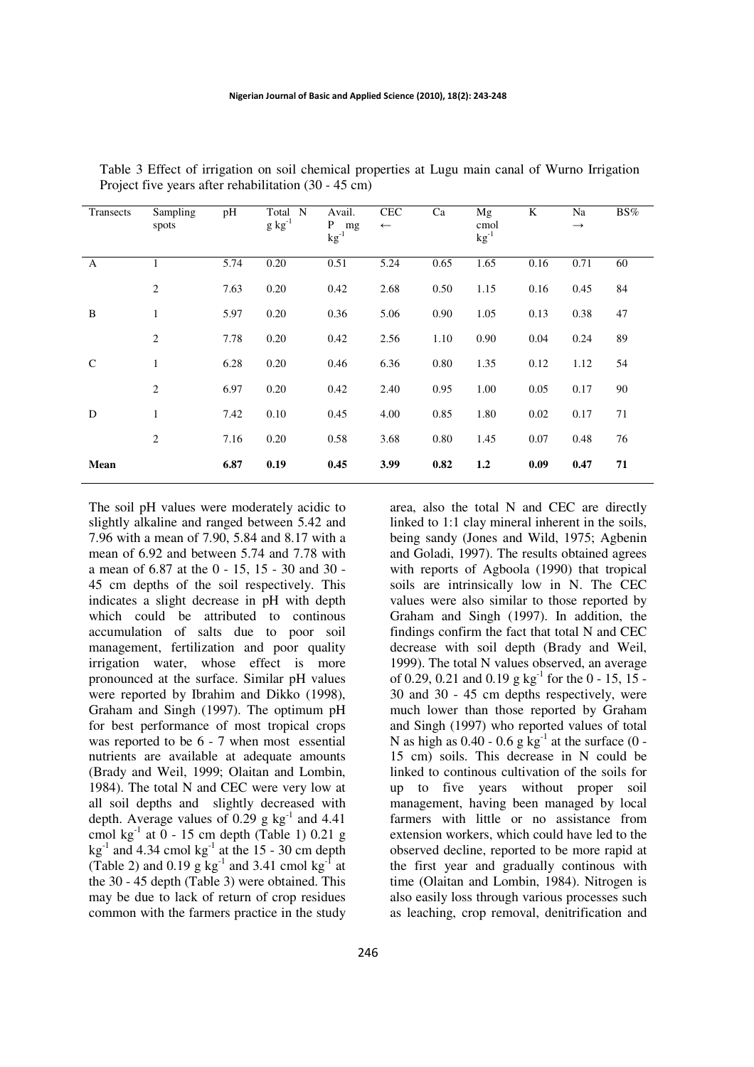Table 3 Effect of irrigation on soil chemical properties at Lugu main canal of Wurno Irrigation Project five years after rehabilitation (30 - 45 cm)

| Transects | Sampling spots | pH | Total N $g\ kg^{-1}$ | Avail. P mg $kg^{-1}$ | CEC ← | Ca | Mg cmol $kg^{-1}$ | K | Na → | BS% |
|---|---|---|---|---|---|---|---|---|---|---|
| A | 1 | 5.74 | 0.20 | 0.51 | 5.24 | 0.65 | 1.65 | 0.16 | 0.71 | 60 |
| | 2 | 7.63 | 0.20 | 0.42 | 2.68 | 0.50 | 1.15 | 0.16 | 0.45 | 84 |
| B | 1 | 5.97 | 0.20 | 0.36 | 5.06 | 0.90 | 1.05 | 0.13 | 0.38 | 47 |
| | 2 | 7.78 | 0.20 | 0.42 | 2.56 | 1.10 | 0.90 | 0.04 | 0.24 | 89 |
| C | 1 | 6.28 | 0.20 | 0.46 | 6.36 | 0.80 | 1.35 | 0.12 | 1.12 | 54 |
| | 2 | 6.97 | 0.20 | 0.42 | 2.40 | 0.95 | 1.00 | 0.05 | 0.17 | 90 |
| D | 1 | 7.42 | 0.10 | 0.45 | 4.00 | 0.85 | 1.80 | 0.02 | 0.17 | 71 |
| | 2 | 7.16 | 0.20 | 0.58 | 3.68 | 0.80 | 1.45 | 0.07 | 0.48 | 76 |
| **Mean** | | **6.87** | **0.19** | **0.45** | **3.99** | **0.82** | **1.2** | **0.09** | **0.47** | **71** |

The soil pH values were moderately acidic to slightly alkaline and ranged between 5.42 and 7.96 with a mean of 7.90, 5.84 and 8.17 with a mean of 6.92 and between 5.74 and 7.78 with a mean of 6.87 at the 0 - 15, 15 - 30 and 30 - 45 cm depths of the soil respectively. This indicates a slight decrease in pH with depth which could be attributed to continous accumulation of salts due to poor soil management, fertilization and poor quality irrigation water, whose effect is more pronounced at the surface. Similar pH values were reported by Ibrahim and Dikko (1998), Graham and Singh (1997). The optimum pH for best performance of most tropical crops was reported to be 6 - 7 when most essential nutrients are available at adequate amounts (Brady and Weil, 1999; Olaitan and Lombin, 1984). The total N and CEC were very low at all soil depths and slightly decreased with depth. Average values of 0.29 g $kg^{-1}$ and 4.41 cmol $kg^{-1}$ at 0 - 15 cm depth (Table 1) 0.21 g $kg^{-1}$ and 4.34 cmol $kg^{-1}$ at the 15 - 30 cm depth (Table 2) and 0.19 g $kg^{-1}$ and 3.41 cmol $kg^{-1}$ at the 30 - 45 depth (Table 3) were obtained. This may be due to lack of return of crop residues common with the farmers practice in the study area, also the total N and CEC are directly linked to 1:1 clay mineral inherent in the soils, being sandy (Jones and Wild, 1975; Agbenin and Goladi, 1997). The results obtained agrees with reports of Agboola (1990) that tropical soils are intrinsically low in N. The CEC values were also similar to those reported by Graham and Singh (1997). In addition, the findings confirm the fact that total N and CEC decrease with soil depth (Brady and Weil, 1999). The total N values observed, an average of 0.29, 0.21 and 0.19 g $kg^{-1}$ for the 0 - 15, 15 - 30 and 30 - 45 cm depths respectively, were much lower than those reported by Graham and Singh (1997) who reported values of total N as high as 0.40 - 0.6 g $kg^{-1}$ at the surface (0 - 15 cm) soils. This decrease in N could be linked to continous cultivation of the soils for up to five years without proper soil management, having been managed by local farmers with little or no assistance from extension workers, which could have led to the observed decline, reported to be more rapid at the first year and gradually continous with time (Olaitan and Lombin, 1984). Nitrogen is also easily loss through various processes such as leaching, crop removal, denitrification and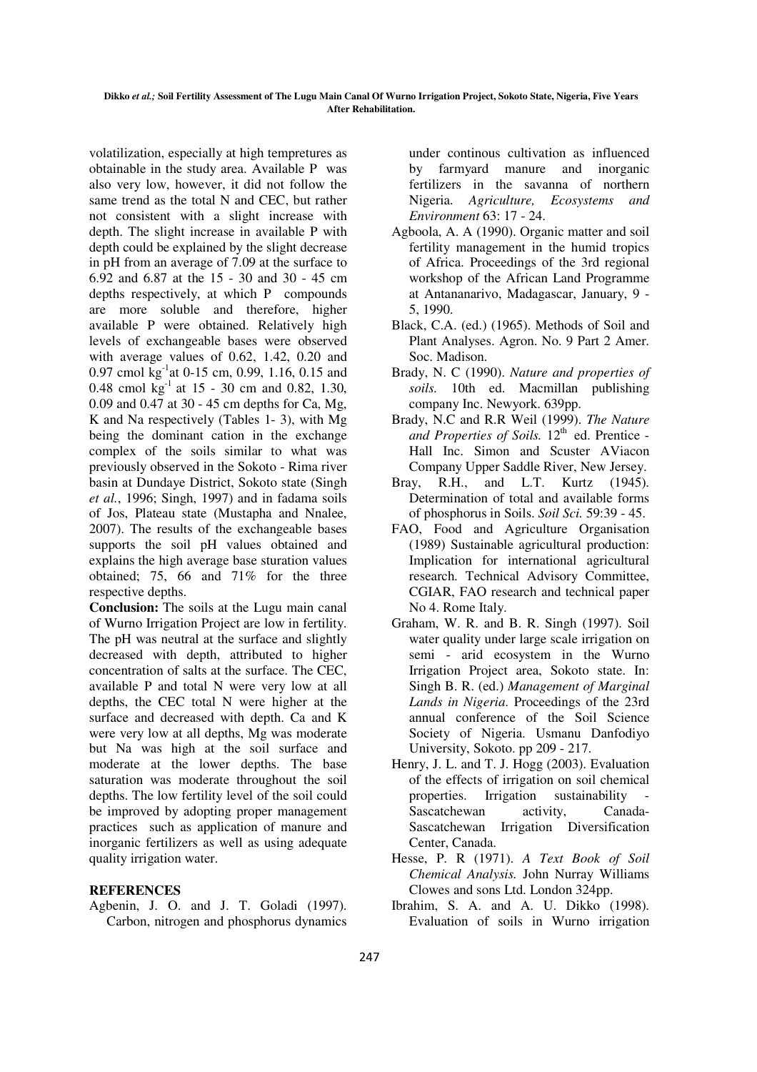volatilization, especially at high tempretures as obtainable in the study area. Available P was also very low, however, it did not follow the same trend as the total N and CEC, but rather not consistent with a slight increase with depth. The slight increase in available P with depth could be explained by the slight decrease in pH from an average of 7.09 at the surface to 6.92 and 6.87 at the 15 - 30 and 30 - 45 cm depths respectively, at which P compounds are more soluble and therefore, higher available P were obtained. Relatively high levels of exchangeable bases were observed with average values of 0.62, 1.42, 0.20 and 0.97 cmol $kg^{-1}$at 0-15 cm, 0.99, 1.16, 0.15 and 0.48 cmol $kg^{-1}$ at 15 - 30 cm and 0.82, 1.30, 0.09 and 0.47 at 30 - 45 cm depths for Ca, Mg, K and Na respectively (Tables 1- 3), with Mg being the dominant cation in the exchange complex of the soils similar to what was previously observed in the Sokoto - Rima river basin at Dundaye District, Sokoto state (Singh *et al.*, 1996; Singh, 1997) and in fadama soils of Jos, Plateau state (Mustapha and Nnalee, 2007). The results of the exchangeable bases supports the soil pH values obtained and explains the high average base sturation values obtained; 75, 66 and 71% for the three respective depths.

**Conclusion:** The soils at the Lugu main canal of Wurno Irrigation Project are low in fertility. The pH was neutral at the surface and slightly decreased with depth, attributed to higher concentration of salts at the surface. The CEC, available P and total N were very low at all depths, the CEC total N were higher at the surface and decreased with depth. Ca and K were very low at all depths, Mg was moderate but Na was high at the soil surface and moderate at the lower depths. The base saturation was moderate throughout the soil depths. The low fertility level of the soil could be improved by adopting proper management practices such as application of manure and inorganic fertilizers as well as using adequate quality irrigation water.

## REFERENCES

Agbenin, J. O. and J. T. Goladi (1997). Carbon, nitrogen and phosphorus dynamics under continous cultivation as influenced by farmyard manure and inorganic fertilizers in the savanna of northern Nigeria. *Agriculture, Ecosystems and Environment* 63: 17 - 24.

Agboola, A. A (1990). Organic matter and soil fertility management in the humid tropics of Africa. Proceedings of the 3rd regional workshop of the African Land Programme at Antananarivo, Madagascar, January, 9 - 5, 1990.

Black, C.A. (ed.) (1965). Methods of Soil and Plant Analyses. Agron. No. 9 Part 2 Amer. Soc. Madison.

Brady, N. C (1990). *Nature and properties of soils.* 10th ed. Macmillan publishing company Inc. Newyork. 639pp.

Brady, N.C and R.R Weil (1999). *The Nature and Properties of Soils.* 12th ed. Prentice - Hall Inc. Simon and Scuster AViacon Company Upper Saddle River, New Jersey.

Bray, R.H., and L.T. Kurtz (1945). Determination of total and available forms of phosphorus in Soils. *Soil Sci.* 59:39 - 45.

FAO, Food and Agriculture Organisation (1989) Sustainable agricultural production: Implication for international agricultural research. Technical Advisory Committee, CGIAR, FAO research and technical paper No 4. Rome Italy.

Graham, W. R. and B. R. Singh (1997). Soil water quality under large scale irrigation on semi - arid ecosystem in the Wurno Irrigation Project area, Sokoto state. In: Singh B. R. (ed.) *Management of Marginal Lands in Nigeria*. Proceedings of the 23rd annual conference of the Soil Science Society of Nigeria. Usmanu Danfodiyo University, Sokoto. pp 209 - 217.

Henry, J. L. and T. J. Hogg (2003). Evaluation of the effects of irrigation on soil chemical properties. Irrigation sustainability - Sascatchewan activity, Canada-Sascatchewan Irrigation Diversification Center, Canada.

Hesse, P. R (1971). *A Text Book of Soil Chemical Analysis.* John Nurray Williams Clowes and sons Ltd. London 324pp.

Ibrahim, S. A. and A. U. Dikko (1998). Evaluation of soils in Wurno irrigation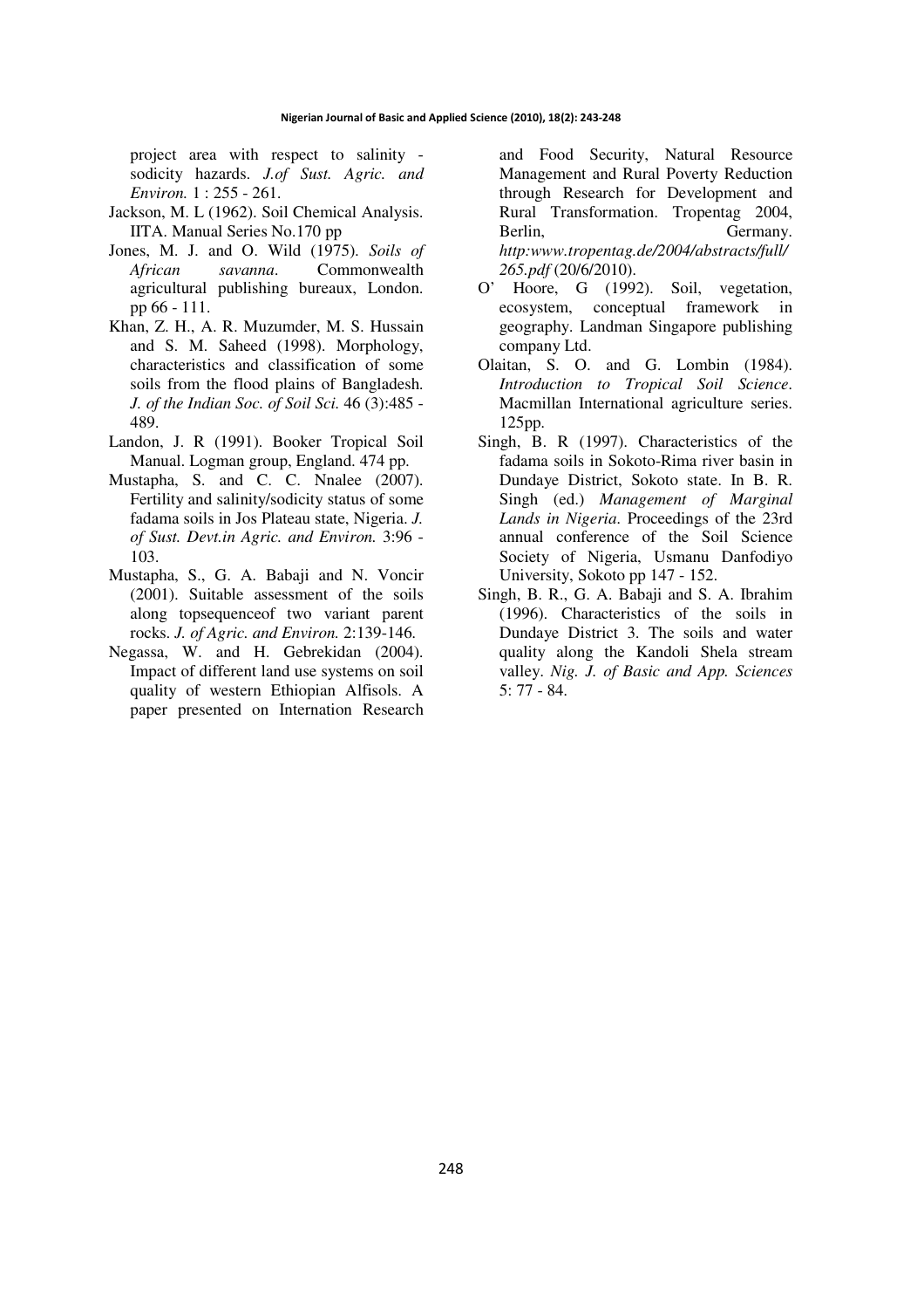project area with respect to salinity - sodicity hazards. *J.of Sust. Agric. and Environ.* 1 : 255 - 261.

Jackson, M. L (1962). Soil Chemical Analysis. IITA. Manual Series No.170 pp

Jones, M. J. and O. Wild (1975). *Soils of African savanna*. Commonwealth agricultural publishing bureaux, London. pp 66 - 111.

Khan, Z. H., A. R. Muzumder, M. S. Hussain and S. M. Saheed (1998). Morphology, characteristics and classification of some soils from the flood plains of Bangladesh. *J. of the Indian Soc. of Soil Sci.* 46 (3):485 - 489.

Landon, J. R (1991). Booker Tropical Soil Manual. Logman group, England. 474 pp.

Mustapha, S. and C. C. Nnalee (2007). Fertility and salinity/sodicity status of some fadama soils in Jos Plateau state, Nigeria. *J. of Sust. Devt.in Agric. and Environ.* 3:96 - 103.

Mustapha, S., G. A. Babaji and N. Voncir (2001). Suitable assessment of the soils along topsequenceof two variant parent rocks. *J. of Agric. and Environ.* 2:139-146.

Negassa, W. and H. Gebrekidan (2004). Impact of different land use systems on soil quality of western Ethiopian Alfisols. A paper presented on Internation Research and Food Security, Natural Resource Management and Rural Poverty Reduction through Research for Development and Rural Transformation. Tropentag 2004, Berlin, Germany. *http:www.tropentag.de/2004/abstracts/full/265.pdf* (20/6/2010).

O' Hoore, G (1992). Soil, vegetation, ecosystem, conceptual framework in geography. Landman Singapore publishing company Ltd.

Olaitan, S. O. and G. Lombin (1984). *Introduction to Tropical Soil Science*. Macmillan International agriculture series. 125pp.

Singh, B. R (1997). Characteristics of the fadama soils in Sokoto-Rima river basin in Dundaye District, Sokoto state. In B. R. Singh (ed.) *Management of Marginal Lands in Nigeria*. Proceedings of the 23rd annual conference of the Soil Science Society of Nigeria, Usmanu Danfodiyo University, Sokoto pp 147 - 152.

Singh, B. R., G. A. Babaji and S. A. Ibrahim (1996). Characteristics of the soils in Dundaye District 3. The soils and water quality along the Kandoli Shela stream valley. *Nig. J. of Basic and App. Sciences* 5: 77 - 84.